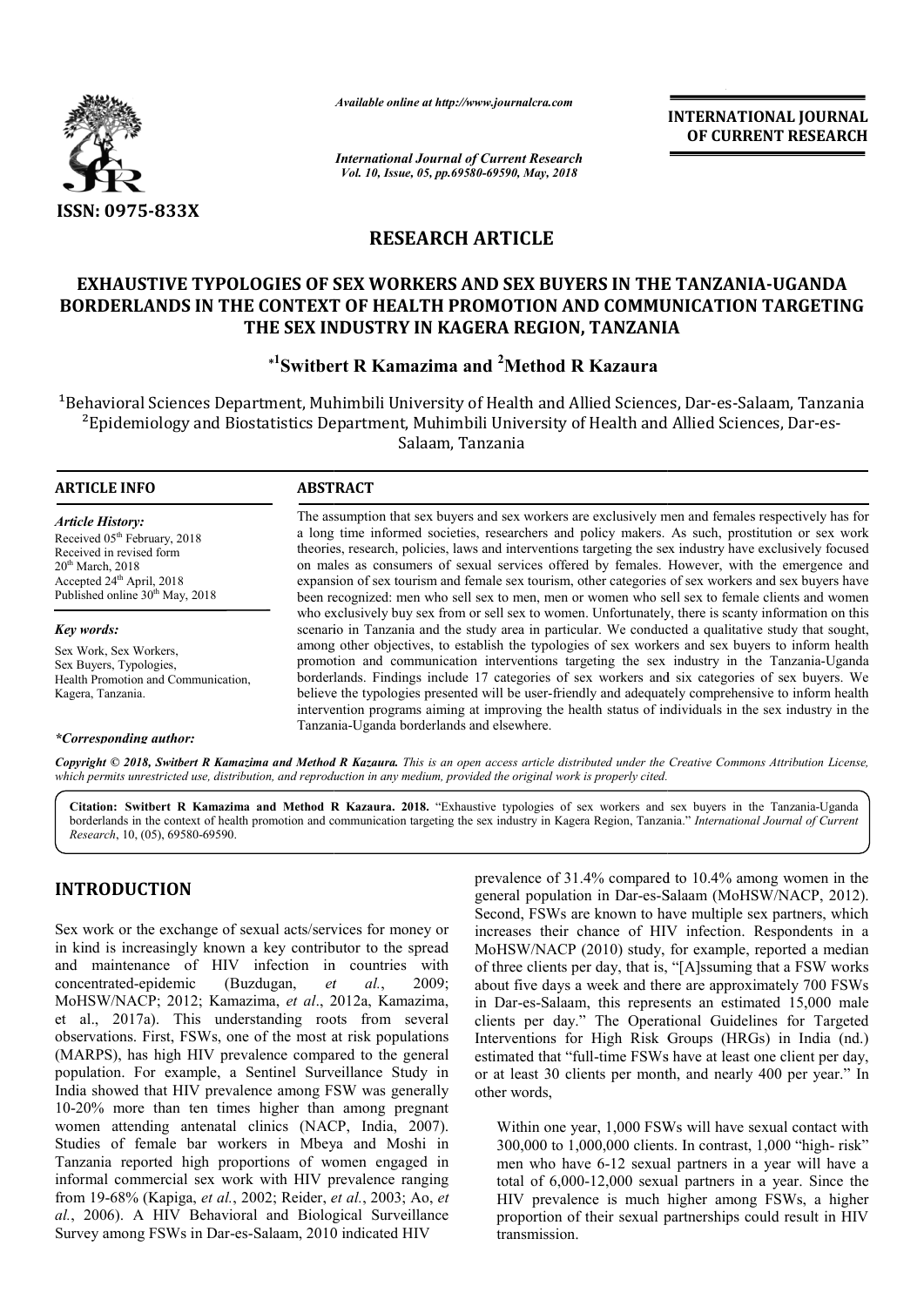*Available online at http://www.journalcra.com*

*International Journal of Current Research*
*Vol. 10, Issue, 05, pp.69580-69590, May, 2018*

**INTERNATIONAL JOURNAL OF CURRENT RESEARCH**

ISSN: 0975-833X

## RESEARCH ARTICLE

# EXHAUSTIVE TYPOLOGIES OF SEX WORKERS AND SEX BUYERS IN THE TANZANIA-UGANDA BORDERLANDS IN THE CONTEXT OF HEALTH PROMOTION AND COMMUNICATION TARGETING THE SEX INDUSTRY IN KAGERA REGION, TANZANIA

**\*[1]Switbert R Kamazima and [2]Method R Kazaura**

[1]Behavioral Sciences Department, Muhimbili University of Health and Allied Sciences, Dar-es-Salaam, Tanzania

[2]Epidemiology and Biostatistics Department, Muhimbili University of Health and Allied Sciences, Dar-es-Salaam, Tanzania

### ARTICLE INFO

*Article History:*

Received 05[th] February, 2018
Received in revised form 20[th] March, 2018
Accepted 24[th] April, 2018
Published online 30[th] May, 2018

*Key words:*

Sex Work, Sex Workers, Sex Buyers, Typologies, Health Promotion and Communication, Kagera, Tanzania.

*\*Corresponding author:*

### ABSTRACT

The assumption that sex buyers and sex workers are exclusively men and females respectively has for a long time informed societies, researchers and policy makers. As such, prostitution or sex work theories, research, policies, laws and interventions targeting the sex industry have exclusively focused on males as consumers of sexual services offered by females. However, with the emergence and expansion of sex tourism and female sex tourism, other categories of sex workers and sex buyers have been recognized: men who sell sex to men, men or women who sell sex to female clients and women who exclusively buy sex from or sell sex to women. Unfortunately, there is scanty information on this scenario in Tanzania and the study area in particular. We conducted a qualitative study that sought, among other objectives, to establish the typologies of sex workers and sex buyers to inform health promotion and communication interventions targeting the sex industry in the Tanzania-Uganda borderlands. Findings include 17 categories of sex workers and six categories of sex buyers. We believe the typologies presented will be user-friendly and adequately comprehensive to inform health intervention programs aiming at improving the health status of individuals in the sex industry in the Tanzania-Uganda borderlands and elsewhere.

*Copyright © 2018, Switbert R Kamazima and Method R Kazaura. This is an open access article distributed under the Creative Commons Attribution License, which permits unrestricted use, distribution, and reproduction in any medium, provided the original work is properly cited.*

**Citation: Switbert R Kamazima and Method R Kazaura. 2018.** "Exhaustive typologies of sex workers and sex buyers in the Tanzania-Uganda borderlands in the context of health promotion and communication targeting the sex industry in Kagera Region, Tanzania." *International Journal of Current Research*, 10, (05), 69580-69590.

## INTRODUCTION

Sex work or the exchange of sexual acts/services for money or in kind is increasingly known a key contributor to the spread and maintenance of HIV infection in countries with concentrated-epidemic (Buzdugan, *et al.*, 2009; MoHSW/NACP; 2012; Kamazima, *et al*., 2012a, Kamazima, et al., 2017a). This understanding roots from several observations. First, FSWs, one of the most at risk populations (MARPS), has high HIV prevalence compared to the general population. For example, a Sentinel Surveillance Study in India showed that HIV prevalence among FSW was generally 10-20% more than ten times higher than among pregnant women attending antenatal clinics (NACP, India, 2007). Studies of female bar workers in Mbeya and Moshi in Tanzania reported high proportions of women engaged in informal commercial sex work with HIV prevalence ranging from 19-68% (Kapiga, *et al.*, 2002; Reider, *et al.*, 2003; Ao, *et al.*, 2006). A HIV Behavioral and Biological Surveillance Survey among FSWs in Dar-es-Salaam, 2010 indicated HIV prevalence of 31.4% compared to 10.4% among women in the general population in Dar-es-Salaam (MoHSW/NACP, 2012). Second, FSWs are known to have multiple sex partners, which increases their chance of HIV infection. Respondents in a MoHSW/NACP (2010) study, for example, reported a median of three clients per day, that is, "[A]ssuming that a FSW works about five days a week and there are approximately 700 FSWs in Dar-es-Salaam, this represents an estimated 15,000 male clients per day." The Operational Guidelines for Targeted Interventions for High Risk Groups (HRGs) in India (nd.) estimated that "full-time FSWs have at least one client per day, or at least 30 clients per month, and nearly 400 per year." In other words,

> Within one year, 1,000 FSWs will have sexual contact with 300,000 to 1,000,000 clients. In contrast, 1,000 "high- risk" men who have 6-12 sexual partners in a year will have a total of 6,000-12,000 sexual partners in a year. Since the HIV prevalence is much higher among FSWs, a higher proportion of their sexual partnerships could result in HIV transmission.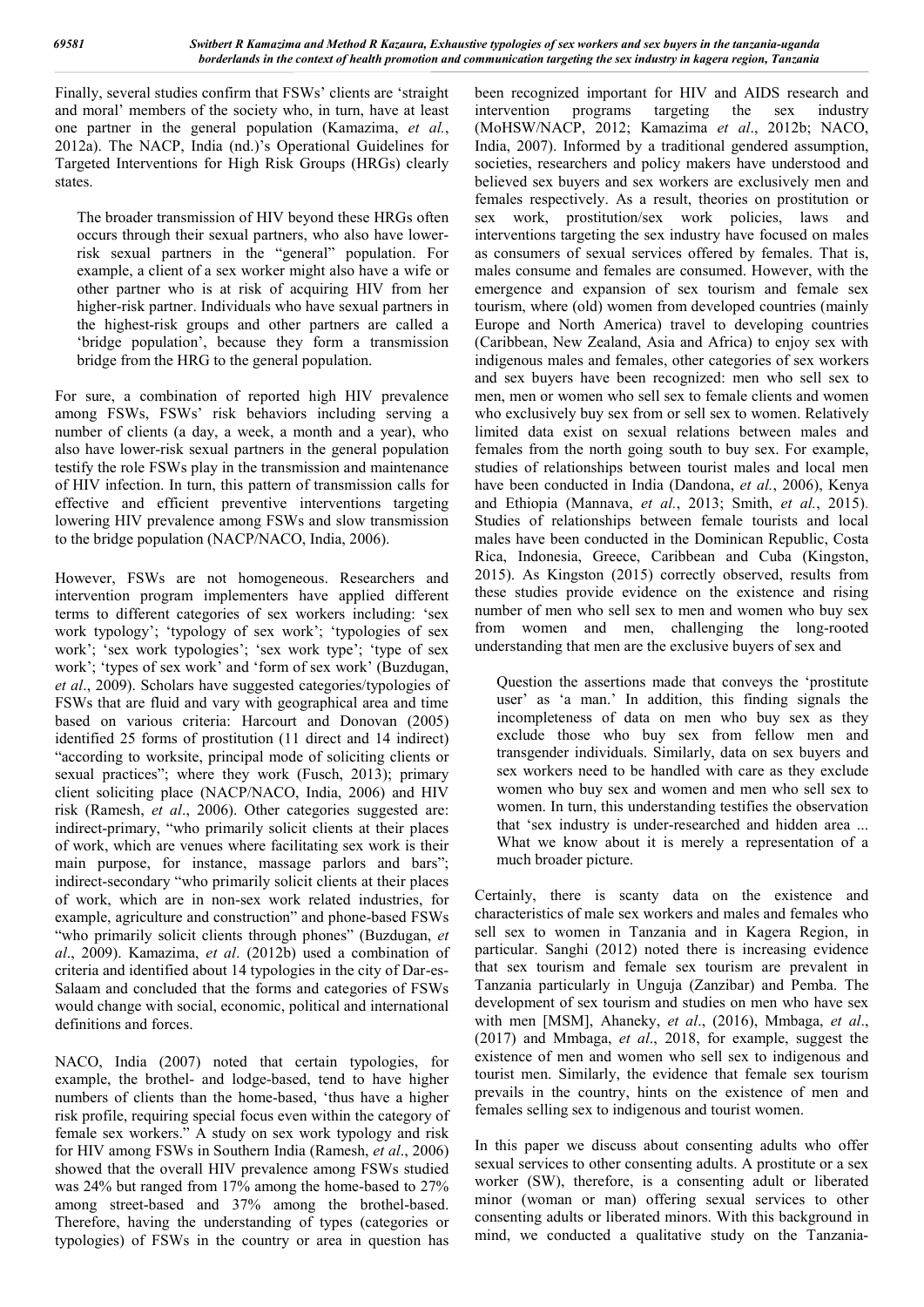Finally, several studies confirm that FSWs' clients are 'straight and moral' members of the society who, in turn, have at least one partner in the general population (Kamazima, *et al.*, 2012a). The NACP, India (nd.)'s Operational Guidelines for Targeted Interventions for High Risk Groups (HRGs) clearly states.

> The broader transmission of HIV beyond these HRGs often occurs through their sexual partners, who also have lower-risk sexual partners in the "general" population. For example, a client of a sex worker might also have a wife or other partner who is at risk of acquiring HIV from her higher-risk partner. Individuals who have sexual partners in the highest-risk groups and other partners are called a 'bridge population', because they form a transmission bridge from the HRG to the general population.

For sure, a combination of reported high HIV prevalence among FSWs, FSWs' risk behaviors including serving a number of clients (a day, a week, a month and a year), who also have lower-risk sexual partners in the general population testify the role FSWs play in the transmission and maintenance of HIV infection. In turn, this pattern of transmission calls for effective and efficient preventive interventions targeting lowering HIV prevalence among FSWs and slow transmission to the bridge population (NACP/NACO, India, 2006).

However, FSWs are not homogeneous. Researchers and intervention program implementers have applied different terms to different categories of sex workers including: 'sex work typology'; 'typology of sex work'; 'typologies of sex work'; 'sex work typologies'; 'sex work type'; 'type of sex work'; 'types of sex work' and 'form of sex work' (Buzdugan, *et al*., 2009). Scholars have suggested categories/typologies of FSWs that are fluid and vary with geographical area and time based on various criteria: Harcourt and Donovan (2005) identified 25 forms of prostitution (11 direct and 14 indirect) "according to worksite, principal mode of soliciting clients or sexual practices"; where they work (Fusch, 2013); primary client soliciting place (NACP/NACO, India, 2006) and HIV risk (Ramesh, *et al*., 2006). Other categories suggested are: indirect-primary, "who primarily solicit clients at their places of work, which are venues where facilitating sex work is their main purpose, for instance, massage parlors and bars"; indirect-secondary "who primarily solicit clients at their places of work, which are in non-sex work related industries, for example, agriculture and construction" and phone-based FSWs "who primarily solicit clients through phones" (Buzdugan, *et al*., 2009). Kamazima, *et al*. (2012b) used a combination of criteria and identified about 14 typologies in the city of Dar-es-Salaam and concluded that the forms and categories of FSWs would change with social, economic, political and international definitions and forces.

NACO, India (2007) noted that certain typologies, for example, the brothel- and lodge-based, tend to have higher numbers of clients than the home-based, 'thus have a higher risk profile, requiring special focus even within the category of female sex workers." A study on sex work typology and risk for HIV among FSWs in Southern India (Ramesh, *et al*., 2006) showed that the overall HIV prevalence among FSWs studied was 24% but ranged from 17% among the home-based to 27% among street-based and 37% among the brothel-based. Therefore, having the understanding of types (categories or typologies) of FSWs in the country or area in question has been recognized important for HIV and AIDS research and intervention programs targeting the sex industry (MoHSW/NACP, 2012; Kamazima *et al*., 2012b; NACO, India, 2007). Informed by a traditional gendered assumption, societies, researchers and policy makers have understood and believed sex buyers and sex workers are exclusively men and females respectively. As a result, theories on prostitution or sex work, prostitution/sex work policies, laws and interventions targeting the sex industry have focused on males as consumers of sexual services offered by females. That is, males consume and females are consumed. However, with the emergence and expansion of sex tourism and female sex tourism, where (old) women from developed countries (mainly Europe and North America) travel to developing countries (Caribbean, New Zealand, Asia and Africa) to enjoy sex with indigenous males and females, other categories of sex workers and sex buyers have been recognized: men who sell sex to men, men or women who sell sex to female clients and women who exclusively buy sex from or sell sex to women. Relatively limited data exist on sexual relations between males and females from the north going south to buy sex. For example, studies of relationships between tourist males and local men have been conducted in India (Dandona, *et al.*, 2006), Kenya and Ethiopia (Mannava, *et al.*, 2013; Smith, *et al.*, 2015). Studies of relationships between female tourists and local males have been conducted in the Dominican Republic, Costa Rica, Indonesia, Greece, Caribbean and Cuba (Kingston, 2015). As Kingston (2015) correctly observed, results from these studies provide evidence on the existence and rising number of men who sell sex to men and women who buy sex from women and men, challenging the long-rooted understanding that men are the exclusive buyers of sex and

> Question the assertions made that conveys the 'prostitute user' as 'a man.' In addition, this finding signals the incompleteness of data on men who buy sex as they exclude those who buy sex from fellow men and transgender individuals. Similarly, data on sex buyers and sex workers need to be handled with care as they exclude women who buy sex and women and men who sell sex to women. In turn, this understanding testifies the observation that 'sex industry is under-researched and hidden area ... What we know about it is merely a representation of a much broader picture.

Certainly, there is scanty data on the existence and characteristics of male sex workers and males and females who sell sex to women in Tanzania and in Kagera Region, in particular. Sanghi (2012) noted there is increasing evidence that sex tourism and female sex tourism are prevalent in Tanzania particularly in Unguja (Zanzibar) and Pemba. The development of sex tourism and studies on men who have sex with men [MSM], Ahaneky, *et al*., (2016), Mmbaga, *et al*., (2017) and Mmbaga, *et al*., 2018, for example, suggest the existence of men and women who sell sex to indigenous and tourist men. Similarly, the evidence that female sex tourism prevails in the country, hints on the existence of men and females selling sex to indigenous and tourist women.

In this paper we discuss about consenting adults who offer sexual services to other consenting adults. A prostitute or a sex worker (SW), therefore, is a consenting adult or liberated minor (woman or man) offering sexual services to other consenting adults or liberated minors. With this background in mind, we conducted a qualitative study on the Tanzania-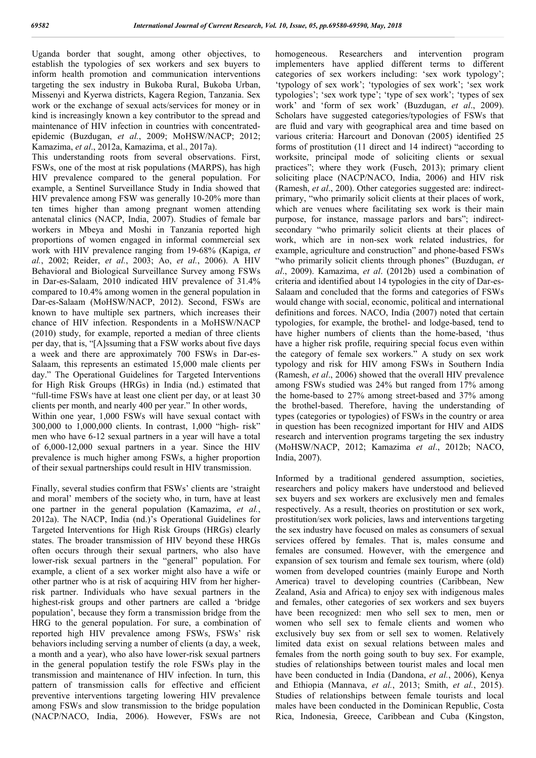Uganda border that sought, among other objectives, to establish the typologies of sex workers and sex buyers to inform health promotion and communication interventions targeting the sex industry in Bukoba Rural, Bukoba Urban, Missenyi and Kyerwa districts, Kagera Region, Tanzania. Sex work or the exchange of sexual acts/services for money or in kind is increasingly known a key contributor to the spread and maintenance of HIV infection in countries with concentrated-epidemic (Buzdugan, *et al.*, 2009; MoHSW/NACP; 2012; Kamazima, *et al*., 2012a, Kamazima, et al., 2017a).

This understanding roots from several observations. First, FSWs, one of the most at risk populations (MARPS), has high HIV prevalence compared to the general population. For example, a Sentinel Surveillance Study in India showed that HIV prevalence among FSW was generally 10-20% more than ten times higher than among pregnant women attending antenatal clinics (NACP, India, 2007). Studies of female bar workers in Mbeya and Moshi in Tanzania reported high proportions of women engaged in informal commercial sex work with HIV prevalence ranging from 19-68% (Kapiga, *et al.*, 2002; Reider, *et al.*, 2003; Ao, *et al.*, 2006). A HIV Behavioral and Biological Surveillance Survey among FSWs in Dar-es-Salaam, 2010 indicated HIV prevalence of 31.4% compared to 10.4% among women in the general population in Dar-es-Salaam (MoHSW/NACP, 2012). Second, FSWs are known to have multiple sex partners, which increases their chance of HIV infection. Respondents in a MoHSW/NACP (2010) study, for example, reported a median of three clients per day, that is, "[A]ssuming that a FSW works about five days a week and there are approximately 700 FSWs in Dar-es-Salaam, this represents an estimated 15,000 male clients per day." The Operational Guidelines for Targeted Interventions for High Risk Groups (HRGs) in India (nd.) estimated that "full-time FSWs have at least one client per day, or at least 30 clients per month, and nearly 400 per year." In other words,

Within one year, 1,000 FSWs will have sexual contact with 300,000 to 1,000,000 clients. In contrast, 1,000 "high- risk" men who have 6-12 sexual partners in a year will have a total of 6,000-12,000 sexual partners in a year. Since the HIV prevalence is much higher among FSWs, a higher proportion of their sexual partnerships could result in HIV transmission.

Finally, several studies confirm that FSWs' clients are 'straight and moral' members of the society who, in turn, have at least one partner in the general population (Kamazima, *et al.*, 2012a). The NACP, India (nd.)'s Operational Guidelines for Targeted Interventions for High Risk Groups (HRGs) clearly states. The broader transmission of HIV beyond these HRGs often occurs through their sexual partners, who also have lower-risk sexual partners in the "general" population. For example, a client of a sex worker might also have a wife or other partner who is at risk of acquiring HIV from her higher-risk partner. Individuals who have sexual partners in the highest-risk groups and other partners are called a 'bridge population', because they form a transmission bridge from the HRG to the general population. For sure, a combination of reported high HIV prevalence among FSWs, FSWs' risk behaviors including serving a number of clients (a day, a week, a month and a year), who also have lower-risk sexual partners in the general population testify the role FSWs play in the transmission and maintenance of HIV infection. In turn, this pattern of transmission calls for effective and efficient preventive interventions targeting lowering HIV prevalence among FSWs and slow transmission to the bridge population (NACP/NACO, India, 2006). However, FSWs are not homogeneous. Researchers and intervention program implementers have applied different terms to different categories of sex workers including: 'sex work typology'; 'typology of sex work'; 'typologies of sex work'; 'sex work typologies'; 'sex work type'; 'type of sex work'; 'types of sex work' and 'form of sex work' (Buzdugan, *et al*., 2009). Scholars have suggested categories/typologies of FSWs that are fluid and vary with geographical area and time based on various criteria: Harcourt and Donovan (2005) identified 25 forms of prostitution (11 direct and 14 indirect) "according to worksite, principal mode of soliciting clients or sexual practices"; where they work (Fusch, 2013); primary client soliciting place (NACP/NACO, India, 2006) and HIV risk (Ramesh, *et al*., 200). Other categories suggested are: indirect-primary, "who primarily solicit clients at their places of work, which are venues where facilitating sex work is their main purpose, for instance, massage parlors and bars"; indirect-secondary "who primarily solicit clients at their places of work, which are in non-sex work related industries, for example, agriculture and construction" and phone-based FSWs "who primarily solicit clients through phones" (Buzdugan, *et al*., 2009). Kamazima, *et al*. (2012b) used a combination of criteria and identified about 14 typologies in the city of Dar-es-Salaam and concluded that the forms and categories of FSWs would change with social, economic, political and international definitions and forces. NACO, India (2007) noted that certain typologies, for example, the brothel- and lodge-based, tend to have higher numbers of clients than the home-based, 'thus have a higher risk profile, requiring special focus even within the category of female sex workers." A study on sex work typology and risk for HIV among FSWs in Southern India (Ramesh, *et al*., 2006) showed that the overall HIV prevalence among FSWs studied was 24% but ranged from 17% among the home-based to 27% among street-based and 37% among the brothel-based. Therefore, having the understanding of types (categories or typologies) of FSWs in the country or area in question has been recognized important for HIV and AIDS research and intervention programs targeting the sex industry (MoHSW/NACP, 2012; Kamazima *et al*., 2012b; NACO, India, 2007).

Informed by a traditional gendered assumption, societies, researchers and policy makers have understood and believed sex buyers and sex workers are exclusively men and females respectively. As a result, theories on prostitution or sex work, prostitution/sex work policies, laws and interventions targeting the sex industry have focused on males as consumers of sexual services offered by females. That is, males consume and females are consumed. However, with the emergence and expansion of sex tourism and female sex tourism, where (old) women from developed countries (mainly Europe and North America) travel to developing countries (Caribbean, New Zealand, Asia and Africa) to enjoy sex with indigenous males and females, other categories of sex workers and sex buyers have been recognized: men who sell sex to men, men or women who sell sex to female clients and women who exclusively buy sex from or sell sex to women. Relatively limited data exist on sexual relations between males and females from the north going south to buy sex. For example, studies of relationships between tourist males and local men have been conducted in India (Dandona, *et al.*, 2006), Kenya and Ethiopia (Mannava, *et al.*, 2013; Smith, *et al.*, 2015). Studies of relationships between female tourists and local males have been conducted in the Dominican Republic, Costa Rica, Indonesia, Greece, Caribbean and Cuba (Kingston,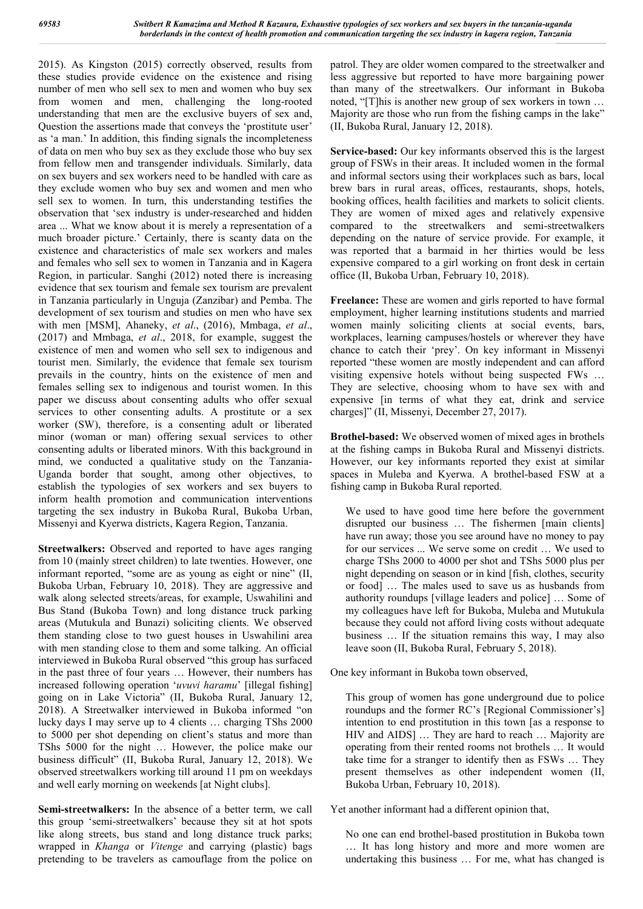2015). As Kingston (2015) correctly observed, results from these studies provide evidence on the existence and rising number of men who sell sex to men and women who buy sex from women and men, challenging the long-rooted understanding that men are the exclusive buyers of sex and, Question the assertions made that conveys the 'prostitute user' as 'a man.' In addition, this finding signals the incompleteness of data on men who buy sex as they exclude those who buy sex from fellow men and transgender individuals. Similarly, data on sex buyers and sex workers need to be handled with care as they exclude women who buy sex and women and men who sell sex to women. In turn, this understanding testifies the observation that 'sex industry is under-researched and hidden area ... What we know about it is merely a representation of a much broader picture.' Certainly, there is scanty data on the existence and characteristics of male sex workers and males and females who sell sex to women in Tanzania and in Kagera Region, in particular. Sanghi (2012) noted there is increasing evidence that sex tourism and female sex tourism are prevalent in Tanzania particularly in Unguja (Zanzibar) and Pemba. The development of sex tourism and studies on men who have sex with men [MSM], Ahaneky, *et al*., (2016), Mmbaga, *et al*., (2017) and Mmbaga, *et al*., 2018, for example, suggest the existence of men and women who sell sex to indigenous and tourist men. Similarly, the evidence that female sex tourism prevails in the country, hints on the existence of men and females selling sex to indigenous and tourist women. In this paper we discuss about consenting adults who offer sexual services to other consenting adults. A prostitute or a sex worker (SW), therefore, is a consenting adult or liberated minor (woman or man) offering sexual services to other consenting adults or liberated minors. With this background in mind, we conducted a qualitative study on the Tanzania-Uganda border that sought, among other objectives, to establish the typologies of sex workers and sex buyers to inform health promotion and communication interventions targeting the sex industry in Bukoba Rural, Bukoba Urban, Missenyi and Kyerwa districts, Kagera Region, Tanzania.

**Streetwalkers:** Observed and reported to have ages ranging from 10 (mainly street children) to late twenties. However, one informant reported, "some are as young as eight or nine" (II, Bukoba Urban, February 10, 2018). They are aggressive and walk along selected streets/areas, for example, Uswahilini and Bus Stand (Bukoba Town) and long distance truck parking areas (Mutukula and Bunazi) soliciting clients. We observed them standing close to two guest houses in Uswahilini area with men standing close to them and some talking. An official interviewed in Bukoba Rural observed "this group has surfaced in the past three of four years … However, their numbers has increased following operation '*uvuvi haramu*' [illegal fishing] going on in Lake Victoria" (II, Bukoba Rural, January 12, 2018). A Streetwalker interviewed in Bukoba informed "on lucky days I may serve up to 4 clients … charging TShs 2000 to 5000 per shot depending on client's status and more than TShs 5000 for the night … However, the police make our business difficult" (II, Bukoba Rural, January 12, 2018). We observed streetwalkers working till around 11 pm on weekdays and well early morning on weekends [at Night clubs].

**Semi-streetwalkers:** In the absence of a better term, we call this group 'semi-streetwalkers' because they sit at hot spots like along streets, bus stand and long distance truck parks; wrapped in *Khanga* or *Vitenge* and carrying (plastic) bags pretending to be travelers as camouflage from the police on patrol. They are older women compared to the streetwalker and less aggressive but reported to have more bargaining power than many of the streetwalkers. Our informant in Bukoba noted, "[T]his is another new group of sex workers in town … Majority are those who run from the fishing camps in the lake" (II, Bukoba Rural, January 12, 2018).

**Service-based:** Our key informants observed this is the largest group of FSWs in their areas. It included women in the formal and informal sectors using their workplaces such as bars, local brew bars in rural areas, offices, restaurants, shops, hotels, booking offices, health facilities and markets to solicit clients. They are women of mixed ages and relatively expensive compared to the streetwalkers and semi-streetwalkers depending on the nature of service provide. For example, it was reported that a barmaid in her thirties would be less expensive compared to a girl working on front desk in certain office (II, Bukoba Urban, February 10, 2018).

**Freelance:** These are women and girls reported to have formal employment, higher learning institutions students and married women mainly soliciting clients at social events, bars, workplaces, learning campuses/hostels or wherever they have chance to catch their 'prey'. On key informant in Missenyi reported "these women are mostly independent and can afford visiting expensive hotels without being suspected FWs … They are selective, choosing whom to have sex with and expensive [in terms of what they eat, drink and service charges]" (II, Missenyi, December 27, 2017).

**Brothel-based:** We observed women of mixed ages in brothels at the fishing camps in Bukoba Rural and Missenyi districts. However, our key informants reported they exist at similar spaces in Muleba and Kyerwa. A brothel-based FSW at a fishing camp in Bukoba Rural reported.

> We used to have good time here before the government disrupted our business … The fishermen [main clients] have run away; those you see around have no money to pay for our services ... We serve some on credit … We used to charge TShs 2000 to 4000 per shot and TShs 5000 plus per night depending on season or in kind [fish, clothes, security or food] … The males used to save us as husbands from authority roundups [village leaders and police] … Some of my colleagues have left for Bukoba, Muleba and Mutukula because they could not afford living costs without adequate business … If the situation remains this way, I may also leave soon (II, Bukoba Rural, February 5, 2018).

One key informant in Bukoba town observed,

> This group of women has gone underground due to police roundups and the former RC's [Regional Commissioner's] intention to end prostitution in this town [as a response to HIV and AIDS] … They are hard to reach … Majority are operating from their rented rooms not brothels … It would take time for a stranger to identify then as FSWs … They present themselves as other independent women (II, Bukoba Urban, February 10, 2018).

Yet another informant had a different opinion that,

> No one can end brothel-based prostitution in Bukoba town … It has long history and more and more women are undertaking this business … For me, what has changed is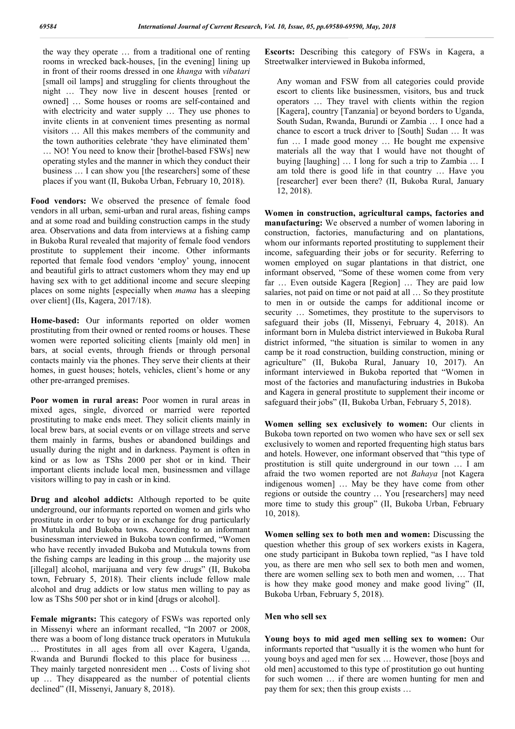the way they operate … from a traditional one of renting rooms in wrecked back-houses, [in the evening] lining up in front of their rooms dressed in one *khanga* with *vibatari* [small oil lamps] and struggling for clients throughout the night … They now live in descent houses [rented or owned] … Some houses or rooms are self-contained and with electricity and water supply … They use phones to invite clients in at convenient times presenting as normal visitors … All this makes members of the community and the town authorities celebrate 'they have eliminated them' … NO! You need to know their [brothel-based FSWs] new operating styles and the manner in which they conduct their business … I can show you [the researchers] some of these places if you want (II, Bukoba Urban, February 10, 2018).

**Food vendors:** We observed the presence of female food vendors in all urban, semi-urban and rural areas, fishing camps and at some road and building construction camps in the study area. Observations and data from interviews at a fishing camp in Bukoba Rural revealed that majority of female food vendors prostitute to supplement their income. Other informants reported that female food vendors 'employ' young, innocent and beautiful girls to attract customers whom they may end up having sex with to get additional income and secure sleeping places on some nights [especially when *mama* has a sleeping over client] (IIs, Kagera, 2017/18).

**Home-based:** Our informants reported on older women prostituting from their owned or rented rooms or houses. These women were reported soliciting clients [mainly old men] in bars, at social events, through friends or through personal contacts mainly via the phones. They serve their clients at their homes, in guest houses; hotels, vehicles, client's home or any other pre-arranged premises.

**Poor women in rural areas:** Poor women in rural areas in mixed ages, single, divorced or married were reported prostituting to make ends meet. They solicit clients mainly in local brew bars, at social events or on village streets and serve them mainly in farms, bushes or abandoned buildings and usually during the night and in darkness. Payment is often in kind or as low as TShs 2000 per shot or in kind. Their important clients include local men, businessmen and village visitors willing to pay in cash or in kind.

**Drug and alcohol addicts:** Although reported to be quite underground, our informants reported on women and girls who prostitute in order to buy or in exchange for drug particularly in Mutukula and Bukoba towns. According to an informant businessman interviewed in Bukoba town confirmed, "Women who have recently invaded Bukoba and Mutukula towns from the fishing camps are leading in this group ... the majority use [illegal] alcohol, marijuana and very few drugs" (II, Bukoba town, February 5, 2018). Their clients include fellow male alcohol and drug addicts or low status men willing to pay as low as TShs 500 per shot or in kind [drugs or alcohol].

**Female migrants:** This category of FSWs was reported only in Missenyi where an informant recalled, "In 2007 or 2008, there was a boom of long distance truck operators in Mutukula … Prostitutes in all ages from all over Kagera, Uganda, Rwanda and Burundi flocked to this place for business … They mainly targeted nonresident men … Costs of living shot up … They disappeared as the number of potential clients declined" (II, Missenyi, January 8, 2018).

**Escorts:** Describing this category of FSWs in Kagera, a Streetwalker interviewed in Bukoba informed,

> Any woman and FSW from all categories could provide escort to clients like businessmen, visitors, bus and truck operators … They travel with clients within the region [Kagera], country [Tanzania] or beyond borders to Uganda, South Sudan, Rwanda, Burundi or Zambia … I once had a chance to escort a truck driver to [South] Sudan … It was fun … I made good money … He bought me expensive materials all the way that I would have not thought of buying [laughing] … I long for such a trip to Zambia … I am told there is good life in that country … Have you [researcher] ever been there? (II, Bukoba Rural, January 12, 2018).

**Women in construction, agricultural camps, factories and manufacturing:** We observed a number of women laboring in construction, factories, manufacturing and on plantations, whom our informants reported prostituting to supplement their income, safeguarding their jobs or for security. Referring to women employed on sugar plantations in that district, one informant observed, "Some of these women come from very far … Even outside Kagera [Region] … They are paid low salaries, not paid on time or not paid at all … So they prostitute to men in or outside the camps for additional income or security … Sometimes, they prostitute to the supervisors to safeguard their jobs (II, Missenyi, February 4, 2018). An informant born in Muleba district interviewed in Bukoba Rural district informed, "the situation is similar to women in any camp be it road construction, building construction, mining or agriculture" (II, Bukoba Rural, January 10, 2017). An informant interviewed in Bukoba reported that "Women in most of the factories and manufacturing industries in Bukoba and Kagera in general prostitute to supplement their income or safeguard their jobs" (II, Bukoba Urban, February 5, 2018).

**Women selling sex exclusively to women:** Our clients in Bukoba town reported on two women who have sex or sell sex exclusively to women and reported frequenting high status bars and hotels. However, one informant observed that "this type of prostitution is still quite underground in our town … I am afraid the two women reported are not *Bahaya* [not Kagera indigenous women] … May be they have come from other regions or outside the country … You [researchers] may need more time to study this group" (II, Bukoba Urban, February 10, 2018).

**Women selling sex to both men and women:** Discussing the question whether this group of sex workers exists in Kagera, one study participant in Bukoba town replied, "as I have told you, as there are men who sell sex to both men and women, there are women selling sex to both men and women, … That is how they make good money and make good living" (II, Bukoba Urban, February 5, 2018).

### Men who sell sex

**Young boys to mid aged men selling sex to women:** Our informants reported that "usually it is the women who hunt for young boys and aged men for sex … However, those [boys and old men] accustomed to this type of prostitution go out hunting for such women … if there are women hunting for men and pay them for sex; then this group exists …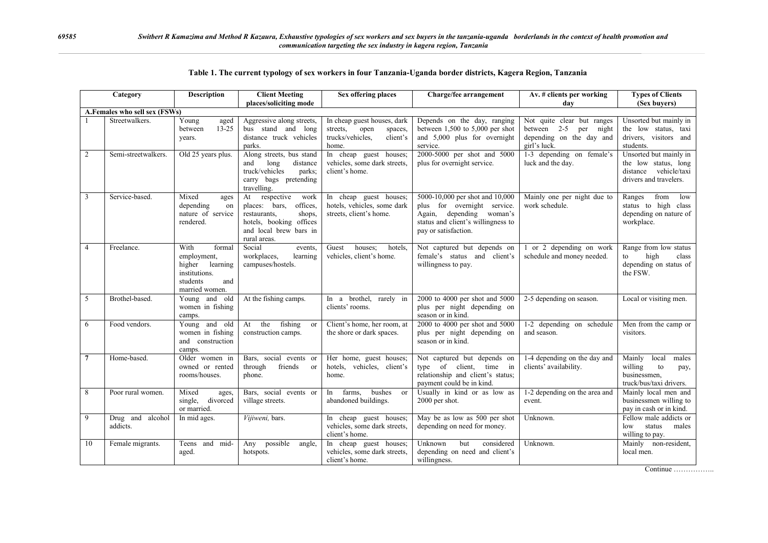**Table 1. The current typology of sex workers in four Tanzania-Uganda border districts, Kagera Region, Tanzania**

| Category | | Description | Client Meeting places/soliciting mode | Sex offering places | Charge/fee arrangement | Av. # clients per working day | Types of Clients (Sex buyers) |
|---|---|---|---|---|---|---|---|
| **A.Females who sell sex (FSWs)** | | | | | | | |
| 1 | Streetwalkers. | Young aged between 13-25 years. | Aggressive along streets, bus stand and long distance truck vehicles parks. | In cheap guest houses, dark streets, open spaces, trucks/vehicles, client's home. | Depends on the day, ranging between 1,500 to 5,000 per shot and 5,000 plus for overnight service. | Not quite clear but ranges between 2-5 per night depending on the day and girl's luck. | Unsorted but mainly in the low status, taxi drivers, visitors and students. |
| 2 | Semi-streetwalkers. | Old 25 years plus. | Along streets, bus stand and long distance truck/vehicles parks; carry bags pretending travelling. | In cheap guest houses; vehicles, some dark streets, client's home. | 2000-5000 per shot and 5000 plus for overnight service. | 1-3 depending on female's luck and the day. | Unsorted but mainly in the low status, long distance vehicle/taxi drivers and travelers. |
| 3 | Service-based. | Mixed ages depending on nature of service rendered. | At respective work places: bars, offices, restaurants, shops, hotels, booking offices and local brew bars in rural areas. | In cheap guest houses; hotels, vehicles, some dark streets, client's home. | 5000-10,000 per shot and 10,000 plus for overnight service. Again, depending woman's status and client's willingness to pay or satisfaction. | Mainly one per night due to work schedule. | Ranges from low status to high class depending on nature of workplace. |
| 4 | Freelance. | With formal employment, higher learning institutions. students and married women. | Social events, workplaces, learning campuses/hostels. | Guest houses; hotels, vehicles, client's home. | Not captured but depends on female's status and client's willingness to pay. | 1 or 2 depending on work schedule and money needed. | Range from low status to high class depending on status of the FSW. |
| 5 | Brothel-based. | Young and old women in fishing camps. | At the fishing camps. | In a brothel, rarely in clients' rooms. | 2000 to 4000 per shot and 5000 plus per night depending on season or in kind. | 2-5 depending on season. | Local or visiting men. |
| 6 | Food vendors. | Young and old women in fishing and construction camps. | At the fishing or construction camps. | Client's home, her room, at the shore or dark spaces. | 2000 to 4000 per shot and 5000 plus per night depending on season or in kind. | 1-2 depending on schedule and season. | Men from the camp or visitors. |
| 7 | Home-based. | Older women in owned or rented rooms/houses. | Bars, social events or through friends or phone. | Her home, guest houses; hotels, vehicles, client's home. | Not captured but depends on type of client, time in relationship and client's status; payment could be in kind. | 1-4 depending on the day and clients' availability. | Mainly local males willing to pay, businessmen, truck/bus/taxi drivers. |
| 8 | Poor rural women. | Mixed ages, single, divorced or married. | Bars, social events or village streets. | In farms, bushes or abandoned buildings. | Usually in kind or as low as 2000 per shot. | 1-2 depending on the area and event. | Mainly local men and businessmen willing to pay in cash or in kind. |
| 9 | Drug and alcohol addicts. | In mid ages. | *Vijiweni,* bars. | In cheap guest houses; vehicles, some dark streets, client's home. | May be as low as 500 per shot depending on need for money. | Unknown. | Fellow male addicts or low status males willing to pay. |
| 10 | Female migrants. | Teens and mid-aged. | Any possible angle, hotspots. | In cheap guest houses; vehicles, some dark streets, client's home. | Unknown but considered depending on need and client's willingness. | Unknown. | Mainly non-resident, local men. |

Continue ……………..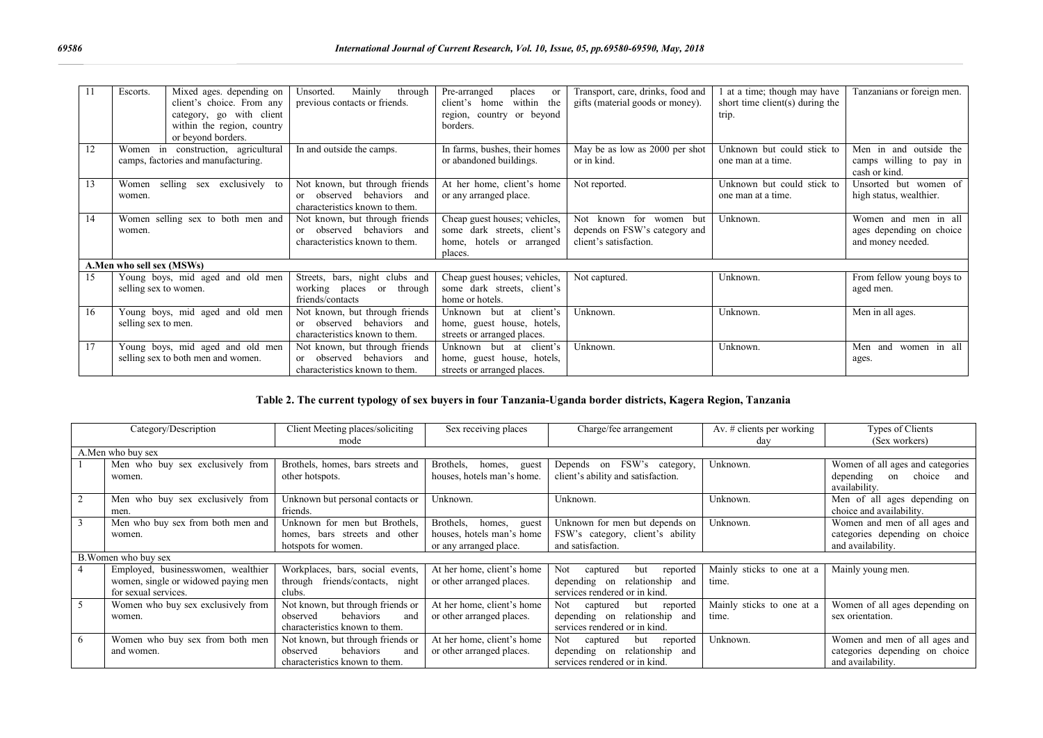| 11 | Escorts. | Mixed ages. depending on client's choice. From any category, go with client within the region, country or beyond borders. | Unsorted. Mainly through previous contacts or friends. | Pre-arranged places or client's home within the region, country or beyond borders. | Transport, care, drinks, food and gifts (material goods or money). | 1 at a time; though may have short time client(s) during the trip. | Tanzanians or foreign men. |
|---|---|---|---|---|---|---|---|
| 12 | Women in construction, agricultural camps, factories and manufacturing. | | In and outside the camps. | In farms, bushes, their homes or abandoned buildings. | May be as low as 2000 per shot or in kind. | Unknown but could stick to one man at a time. | Men in and outside the camps willing to pay in cash or kind. |
| 13 | Women selling sex exclusively to women. | | Not known, but through friends or observed behaviors and characteristics known to them. | At her home, client's home or any arranged place. | Not reported. | Unknown but could stick to one man at a time. | Unsorted but women of high status, wealthier. |
| 14 | Women selling sex to both men and women. | | Not known, but through friends or observed behaviors and characteristics known to them. | Cheap guest houses; vehicles, some dark streets, client's home, hotels or arranged places. | Not known for women but depends on FSW's category and client's satisfaction. | Unknown. | Women and men in all ages depending on choice and money needed. |
| **A.Men who sell sex (MSWs)** | | | | | | | |
| 15 | Young boys, mid aged and old men selling sex to women. | | Streets, bars, night clubs and working places or through friends/contacts | Cheap guest houses; vehicles, some dark streets, client's home or hotels. | Not captured. | Unknown. | From fellow young boys to aged men. |
| 16 | Young boys, mid aged and old men selling sex to men. | | Not known, but through friends or observed behaviors and characteristics known to them. | Unknown but at client's home, guest house, hotels, streets or arranged places. | Unknown. | Unknown. | Men in all ages. |
| 17 | Young boys, mid aged and old men selling sex to both men and women. | | Not known, but through friends or observed behaviors and characteristics known to them. | Unknown but at client's home, guest house, hotels, streets or arranged places. | Unknown. | Unknown. | Men and women in all ages. |

**Table 2. The current typology of sex buyers in four Tanzania-Uganda border districts, Kagera Region, Tanzania**

| Category/Description | | Client Meeting places/soliciting mode | Sex receiving places | Charge/fee arrangement | Av. # clients per working day | Types of Clients (Sex workers) |
|---|---|---|---|---|---|---|
| A.Men who buy sex | | | | | | |
| 1 | Men who buy sex exclusively from women. | Brothels, homes, bars streets and other hotspots. | Brothels, homes, guest houses, hotels man's home. | Depends on FSW's category, client's ability and satisfaction. | Unknown. | Women of all ages and categories depending on choice and availability. |
| 2 | Men who buy sex exclusively from men. | Unknown but personal contacts or friends. | Unknown. | Unknown. | Unknown. | Men of all ages depending on choice and availability. |
| 3 | Men who buy sex from both men and women. | Unknown for men but Brothels, homes, bars streets and other hotspots for women. | Brothels, homes, guest houses, hotels man's home or any arranged place. | Unknown for men but depends on FSW's category, client's ability and satisfaction. | Unknown. | Women and men of all ages and categories depending on choice and availability. |
| B.Women who buy sex | | | | | | |
| 4 | Employed, businesswomen, wealthier women, single or widowed paying men for sexual services. | Workplaces, bars, social events, through friends/contacts, night clubs. | At her home, client's home or other arranged places. | Not captured but reported depending on relationship and services rendered or in kind. | Mainly sticks to one at a time. | Mainly young men. |
| 5 | Women who buy sex exclusively from women. | Not known, but through friends or observed behaviors and characteristics known to them. | At her home, client's home or other arranged places. | Not captured but reported depending on relationship and services rendered or in kind. | Mainly sticks to one at a time. | Women of all ages depending on sex orientation. |
| 6 | Women who buy sex from both men and women. | Not known, but through friends or observed behaviors and characteristics known to them. | At her home, client's home or other arranged places. | Not captured but reported depending on relationship and services rendered or in kind. | Unknown. | Women and men of all ages and categories depending on choice and availability. |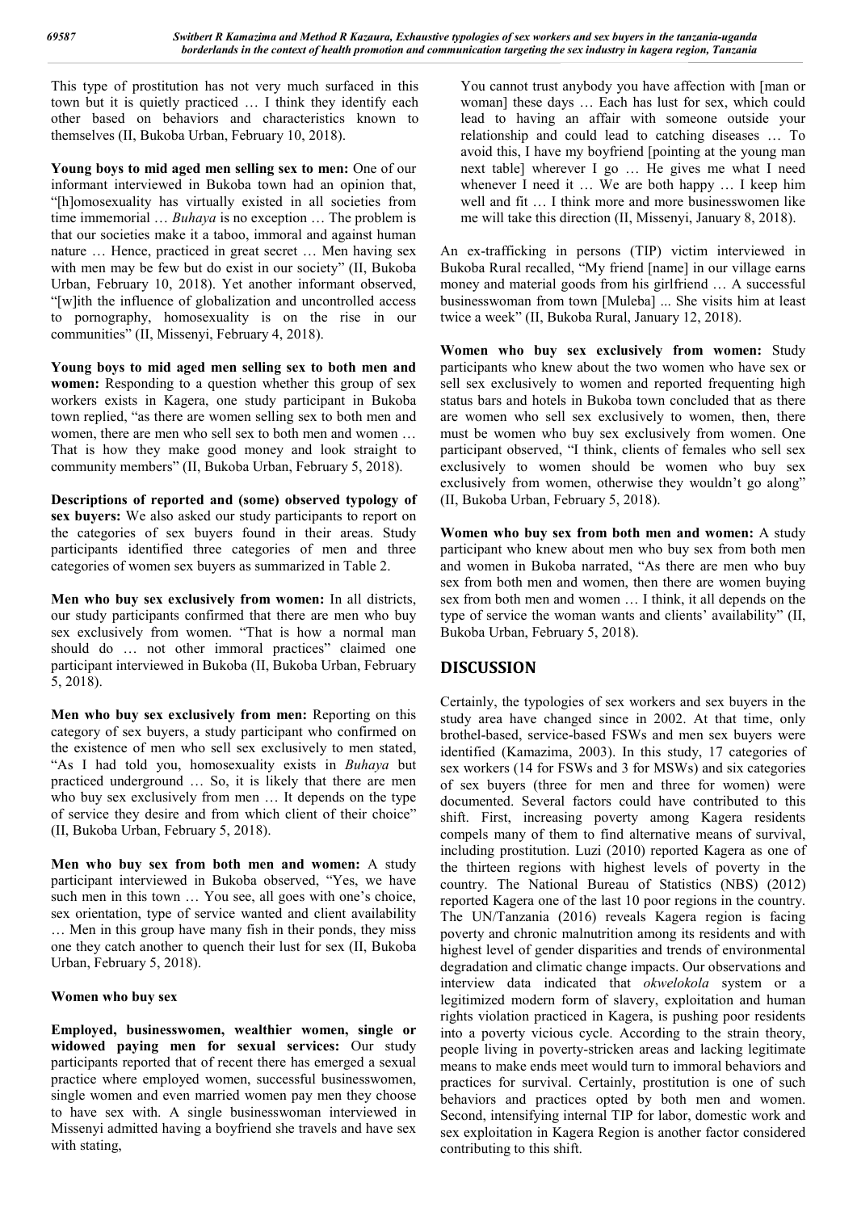This type of prostitution has not very much surfaced in this town but it is quietly practiced … I think they identify each other based on behaviors and characteristics known to themselves (II, Bukoba Urban, February 10, 2018).

**Young boys to mid aged men selling sex to men:** One of our informant interviewed in Bukoba town had an opinion that, "[h]omosexuality has virtually existed in all societies from time immemorial … *Buhaya* is no exception … The problem is that our societies make it a taboo, immoral and against human nature … Hence, practiced in great secret … Men having sex with men may be few but do exist in our society" (II, Bukoba Urban, February 10, 2018). Yet another informant observed, "[w]ith the influence of globalization and uncontrolled access to pornography, homosexuality is on the rise in our communities" (II, Missenyi, February 4, 2018).

**Young boys to mid aged men selling sex to both men and women:** Responding to a question whether this group of sex workers exists in Kagera, one study participant in Bukoba town replied, "as there are women selling sex to both men and women, there are men who sell sex to both men and women … That is how they make good money and look straight to community members" (II, Bukoba Urban, February 5, 2018).

**Descriptions of reported and (some) observed typology of sex buyers:** We also asked our study participants to report on the categories of sex buyers found in their areas. Study participants identified three categories of men and three categories of women sex buyers as summarized in Table 2.

**Men who buy sex exclusively from women:** In all districts, our study participants confirmed that there are men who buy sex exclusively from women. "That is how a normal man should do … not other immoral practices" claimed one participant interviewed in Bukoba (II, Bukoba Urban, February 5, 2018).

**Men who buy sex exclusively from men:** Reporting on this category of sex buyers, a study participant who confirmed on the existence of men who sell sex exclusively to men stated, "As I had told you, homosexuality exists in *Buhaya* but practiced underground … So, it is likely that there are men who buy sex exclusively from men … It depends on the type of service they desire and from which client of their choice" (II, Bukoba Urban, February 5, 2018).

**Men who buy sex from both men and women:** A study participant interviewed in Bukoba observed, "Yes, we have such men in this town … You see, all goes with one's choice, sex orientation, type of service wanted and client availability … Men in this group have many fish in their ponds, they miss one they catch another to quench their lust for sex (II, Bukoba Urban, February 5, 2018).

**Women who buy sex**

**Employed, businesswomen, wealthier women, single or widowed paying men for sexual services:** Our study participants reported that of recent there has emerged a sexual practice where employed women, successful businesswomen, single women and even married women pay men they choose to have sex with. A single businesswoman interviewed in Missenyi admitted having a boyfriend she travels and have sex with stating,

> You cannot trust anybody you have affection with [man or woman] these days … Each has lust for sex, which could lead to having an affair with someone outside your relationship and could lead to catching diseases … To avoid this, I have my boyfriend [pointing at the young man next table] wherever I go … He gives me what I need whenever I need it … We are both happy … I keep him well and fit … I think more and more businesswomen like me will take this direction (II, Missenyi, January 8, 2018).

An ex-trafficking in persons (TIP) victim interviewed in Bukoba Rural recalled, "My friend [name] in our village earns money and material goods from his girlfriend … A successful businesswoman from town [Muleba] ... She visits him at least twice a week" (II, Bukoba Rural, January 12, 2018).

**Women who buy sex exclusively from women:** Study participants who knew about the two women who have sex or sell sex exclusively to women and reported frequenting high status bars and hotels in Bukoba town concluded that as there are women who sell sex exclusively to women, then, there must be women who buy sex exclusively from women. One participant observed, "I think, clients of females who sell sex exclusively to women should be women who buy sex exclusively from women, otherwise they wouldn't go along" (II, Bukoba Urban, February 5, 2018).

**Women who buy sex from both men and women:** A study participant who knew about men who buy sex from both men and women in Bukoba narrated, "As there are men who buy sex from both men and women, then there are women buying sex from both men and women … I think, it all depends on the type of service the woman wants and clients' availability" (II, Bukoba Urban, February 5, 2018).

## DISCUSSION

Certainly, the typologies of sex workers and sex buyers in the study area have changed since in 2002. At that time, only brothel-based, service-based FSWs and men sex buyers were identified (Kamazima, 2003). In this study, 17 categories of sex workers (14 for FSWs and 3 for MSWs) and six categories of sex buyers (three for men and three for women) were documented. Several factors could have contributed to this shift. First, increasing poverty among Kagera residents compels many of them to find alternative means of survival, including prostitution. Luzi (2010) reported Kagera as one of the thirteen regions with highest levels of poverty in the country. The National Bureau of Statistics (NBS) (2012) reported Kagera one of the last 10 poor regions in the country. The UN/Tanzania (2016) reveals Kagera region is facing poverty and chronic malnutrition among its residents and with highest level of gender disparities and trends of environmental degradation and climatic change impacts. Our observations and interview data indicated that *okwelokola* system or a legitimized modern form of slavery, exploitation and human rights violation practiced in Kagera, is pushing poor residents into a poverty vicious cycle. According to the strain theory, people living in poverty-stricken areas and lacking legitimate means to make ends meet would turn to immoral behaviors and practices for survival. Certainly, prostitution is one of such behaviors and practices opted by both men and women. Second, intensifying internal TIP for labor, domestic work and sex exploitation in Kagera Region is another factor considered contributing to this shift.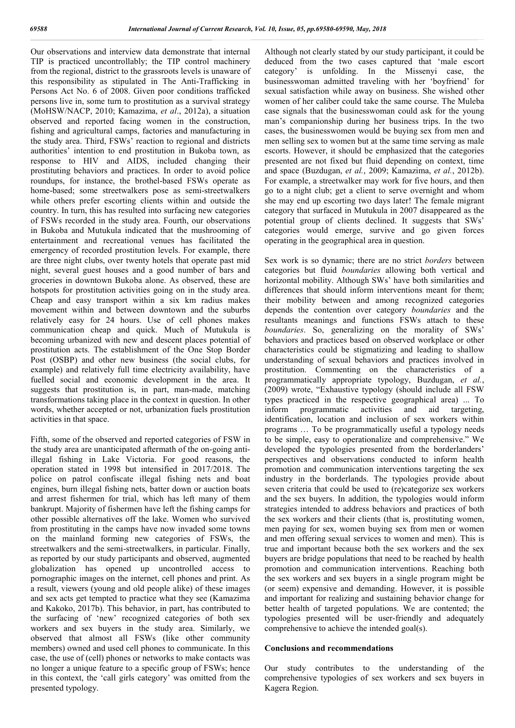Our observations and interview data demonstrate that internal TIP is practiced uncontrollably; the TIP control machinery from the regional, district to the grassroots levels is unaware of this responsibility as stipulated in The Anti-Trafficking in Persons Act No. 6 of 2008. Given poor conditions trafficked persons live in, some turn to prostitution as a survival strategy (MoHSW/NACP, 2010; Kamazima, *et al*., 2012a), a situation observed and reported facing women in the construction, fishing and agricultural camps, factories and manufacturing in the study area. Third, FSWs' reaction to regional and districts authorities' intention to end prostitution in Bukoba town, as response to HIV and AIDS, included changing their prostituting behaviors and practices. In order to avoid police roundups, for instance, the brothel-based FSWs operate as home-based; some streetwalkers pose as semi-streetwalkers while others prefer escorting clients within and outside the country. In turn, this has resulted into surfacing new categories of FSWs recorded in the study area. Fourth, our observations in Bukoba and Mutukula indicated that the mushrooming of entertainment and recreational venues has facilitated the emergency of recorded prostitution levels. For example, there are three night clubs, over twenty hotels that operate past mid night, several guest houses and a good number of bars and groceries in downtown Bukoba alone. As observed, these are hotspots for prostitution activities going on in the study area. Cheap and easy transport within a six km radius makes movement within and between downtown and the suburbs relatively easy for 24 hours. Use of cell phones makes communication cheap and quick. Much of Mutukula is becoming urbanized with new and descent places potential of prostitution acts. The establishment of the One Stop Border Post (OSBP) and other new business (the social clubs, for example) and relatively full time electricity availability, have fuelled social and economic development in the area. It suggests that prostitution is, in part, man-made, matching transformations taking place in the context in question. In other words, whether accepted or not, urbanization fuels prostitution activities in that space.

Fifth, some of the observed and reported categories of FSW in the study area are unanticipated aftermath of the on-going anti-illegal fishing in Lake Victoria. For good reasons, the operation stated in 1998 but intensified in 2017/2018. The police on patrol confiscate illegal fishing nets and boat engines, burn illegal fishing nets, batter down or auction boats and arrest fishermen for trial, which has left many of them bankrupt. Majority of fishermen have left the fishing camps for other possible alternatives off the lake. Women who survived from prostituting in the camps have now invaded some towns on the mainland forming new categories of FSWs, the streetwalkers and the semi-streetwalkers, in particular. Finally, as reported by our study participants and observed, augmented globalization has opened up uncontrolled access to pornographic images on the internet, cell phones and print. As a result, viewers (young and old people alike) of these images and sex acts get tempted to practice what they see (Kamazima and Kakoko, 2017b). This behavior, in part, has contributed to the surfacing of 'new' recognized categories of both sex workers and sex buyers in the study area. Similarly, we observed that almost all FSWs (like other community members) owned and used cell phones to communicate. In this case, the use of (cell) phones or networks to make contacts was no longer a unique feature to a specific group of FSWs; hence in this context, the 'call girls category' was omitted from the presented typology.

Although not clearly stated by our study participant, it could be deduced from the two cases captured that 'male escort category' is unfolding. In the Missenyi case, the businesswoman admitted traveling with her 'boyfriend' for sexual satisfaction while away on business. She wished other women of her caliber could take the same course. The Muleba case signals that the businesswoman could ask for the young man's companionship during her business trips. In the two cases, the businesswomen would be buying sex from men and men selling sex to women but at the same time serving as male escorts. However, it should be emphasized that the categories presented are not fixed but fluid depending on context, time and space (Buzdugan, *et al.*, 2009; Kamazima, *et al.*, 2012b). For example, a streetwalker may work for five hours, and then go to a night club; get a client to serve overnight and whom she may end up escorting two days later! The female migrant category that surfaced in Mutukula in 2007 disappeared as the potential group of clients declined. It suggests that SWs' categories would emerge, survive and go given forces operating in the geographical area in question.

Sex work is so dynamic; there are no strict *borders* between categories but fluid *boundaries* allowing both vertical and horizontal mobility. Although SWs' have both similarities and differences that should inform interventions meant for them; their mobility between and among recognized categories depends the contention over category *boundaries* and the resultants meanings and functions FSWs attach to these *boundaries*. So, generalizing on the morality of SWs' behaviors and practices based on observed workplace or other characteristics could be stigmatizing and leading to shallow understanding of sexual behaviors and practices involved in prostitution. Commenting on the characteristics of a programmatically appropriate typology, Buzdugan, *et al.*, (2009) wrote, "Exhaustive typology (should include all FSW types practiced in the respective geographical area) ... To inform programmatic activities and aid targeting, identification, location and inclusion of sex workers within programs … To be programmatically useful a typology needs to be simple, easy to operationalize and comprehensive." We developed the typologies presented from the borderlanders' perspectives and observations conducted to inform health promotion and communication interventions targeting the sex industry in the borderlands. The typologies provide about seven criteria that could be used to (re)categorize sex workers and the sex buyers. In addition, the typologies would inform strategies intended to address behaviors and practices of both the sex workers and their clients (that is, prostituting women, men paying for sex, women buying sex from men or women and men offering sexual services to women and men). This is true and important because both the sex workers and the sex buyers are bridge populations that need to be reached by health promotion and communication interventions. Reaching both the sex workers and sex buyers in a single program might be (or seem) expensive and demanding. However, it is possible and important for realizing and sustaining behavior change for better health of targeted populations. We are contented; the typologies presented will be user-friendly and adequately comprehensive to achieve the intended goal(s).

## Conclusions and recommendations

Our study contributes to the understanding of the comprehensive typologies of sex workers and sex buyers in Kagera Region.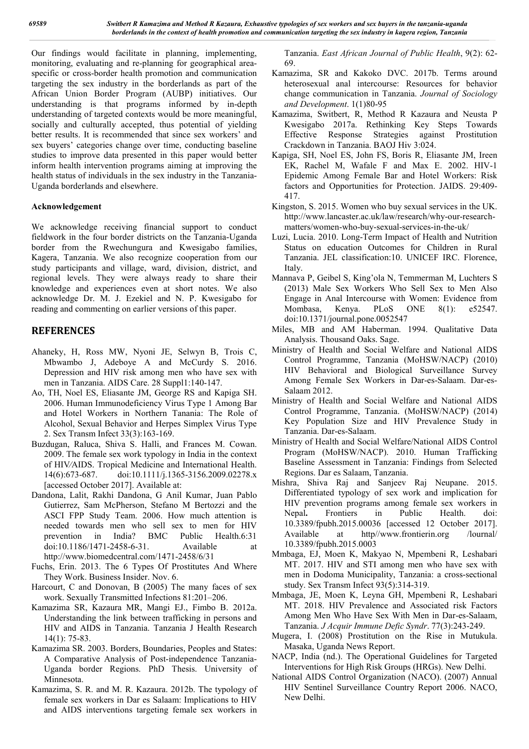Our findings would facilitate in planning, implementing, monitoring, evaluating and re-planning for geographical area-specific or cross-border health promotion and communication targeting the sex industry in the borderlands as part of the African Union Border Program (AUBP) initiatives. Our understanding is that programs informed by in-depth understanding of targeted contexts would be more meaningful, socially and culturally accepted, thus potential of yielding better results. It is recommended that since sex workers' and sex buyers' categories change over time, conducting baseline studies to improve data presented in this paper would better inform health intervention programs aiming at improving the health status of individuals in the sex industry in the Tanzania-Uganda borderlands and elsewhere.

### Acknowledgement

We acknowledge receiving financial support to conduct fieldwork in the four border districts on the Tanzania-Uganda border from the Rwechungura and Kwesigabo families, Kagera, Tanzania. We also recognize cooperation from our study participants and village, ward, division, district, and regional levels. They were always ready to share their knowledge and experiences even at short notes. We also acknowledge Dr. M. J. Ezekiel and N. P. Kwesigabo for reading and commenting on earlier versions of this paper.

## REFERENCES

Ahaneky, H, Ross MW, Nyoni JE, Selwyn B, Trois C, Mbwambo J, Adeboye A and McCurdy S. 2016. Depression and HIV risk among men who have sex with men in Tanzania. AIDS Care. 28 Suppl1:140-147.

Ao, TH, Noel ES, Eliasante JM, George RS and Kapiga SH. 2006. Human Immunodeficiency Virus Type 1 Among Bar and Hotel Workers in Northern Tanania: The Role of Alcohol, Sexual Behavior and Herpes Simplex Virus Type 2. Sex Transm Infect 33(3):163-169.

Buzdugan, Raluca, Shiva S. Halli, and Frances M. Cowan. 2009. The female sex work typology in India in the context of HIV/AIDS. Tropical Medicine and International Health. 14(6):673-687. doi:10.1111/j.1365-3156.2009.02278.x [accessed October 2017]. Available at:

Dandona, Lalit, Rakhi Dandona, G Anil Kumar, Juan Pablo Gutierrez, Sam McPherson, Stefano M Bertozzi and the ASCI FPP Study Team. 2006. How much attention is needed towards men who sell sex to men for HIV prevention in India? BMC Public Health.6:31 doi:10.1186/1471-2458-6-31. Available at http://www.biomedcentral.com/1471-2458/6/31

Fuchs, Erin. 2013. The 6 Types Of Prostitutes And Where They Work. Business Insider. Nov. 6.

Harcourt, C and Donovan, B (2005) The many faces of sex work. Sexually Transmitted Infections 81:201–206.

Kamazima SR, Kazaura MR, Mangi EJ., Fimbo B. 2012a. Understanding the link between trafficking in persons and HIV and AIDS in Tanzania. Tanzania J Health Research 14(1): 75-83.

Kamazima SR. 2003. Borders, Boundaries, Peoples and States: A Comparative Analysis of Post-independence Tanzania-Uganda border Regions. PhD Thesis. University of Minnesota.

Kamazima, S. R. and M. R. Kazaura. 2012b. The typology of female sex workers in Dar es Salaam: Implications to HIV and AIDS interventions targeting female sex workers in Tanzania. *East African Journal of Public Health*, 9(2): 62-69.

Kamazima, SR and Kakoko DVC. 2017b. Terms around heterosexual anal intercourse: Resources for behavior change communication in Tanzania. *Journal of Sociology and Development*. 1(1)80-95

Kamazima, Switbert, R, Method R Kazaura and Neusta P Kwesigabo 2017a. Rethinking Key Steps Towards Effective Response Strategies against Prostitution Crackdown in Tanzania. BAOJ Hiv 3:024.

Kapiga, SH, Noel ES, John FS, Boris R, Eliasante JM, Ireen EK, Rachel M, Wafale F and Max E. 2002. HIV-1 Epidemic Among Female Bar and Hotel Workers: Risk factors and Opportunities for Protection. JAIDS. 29:409-417.

Kingston, S. 2015. Women who buy sexual services in the UK. http://www.lancaster.ac.uk/law/research/why-our-research-matters/women-who-buy-sexual-services-in-the-uk/

Luzi, Lucia. 2010. Long-Term Impact of Health and Nutrition Status on education Outcomes for Children in Rural Tanzania. JEL classification:10. UNICEF IRC. Florence, Italy.

Mannava P, Geibel S, King'ola N, Temmerman M, Luchters S (2013) Male Sex Workers Who Sell Sex to Men Also Engage in Anal Intercourse with Women: Evidence from Mombasa, Kenya. PLoS ONE 8(1): e52547. doi:10.1371/journal.pone.0052547

Miles, MB and AM Haberman. 1994. Qualitative Data Analysis. Thousand Oaks. Sage.

Ministry of Health and Social Welfare and National AIDS Control Programme, Tanzania (MoHSW/NACP) (2010) HIV Behavioral and Biological Surveillance Survey Among Female Sex Workers in Dar-es-Salaam. Dar-es-Salaam 2012.

Ministry of Health and Social Welfare and National AIDS Control Programme, Tanzania. (MoHSW/NACP) (2014) Key Population Size and HIV Prevalence Study in Tanzania. Dar-es-Salaam.

Ministry of Health and Social Welfare/National AIDS Control Program (MoHSW/NACP). 2010. Human Trafficking Baseline Assessment in Tanzania: Findings from Selected Regions. Dar es Salaam, Tanzania.

Mishra, Shiva Raj and Sanjeev Raj Neupane. 2015. Differentiated typology of sex work and implication for HIV prevention programs among female sex workers in Nepal**.** Frontiers in Public Health. doi: 10.3389/fpubh.2015.00036 [accessed 12 October 2017]. Available at http//www.frontierin.org /lournal/ 10.3389/fpubh.2015.0003

Mmbaga, EJ, Moen K, Makyao N, Mpembeni R, Leshabari MT. 2017. HIV and STI among men who have sex with men in Dodoma Municipality, Tanzania: a cross-sectional study. Sex Transm Infect 93(5):314-319.

Mmbaga, JE, Moen K, Leyna GH, Mpembeni R, Leshabari MT. 2018. HIV Prevalence and Associated risk Factors Among Men Who Have Sex With Men in Dar-es-Salaam, Tanzania. *J Acquir Immune Defic Syndr*. 77(3):243-249.

Mugera, I. (2008) Prostitution on the Rise in Mutukula. Masaka, Uganda News Report.

NACP, India (nd.). The Operational Guidelines for Targeted Interventions for High Risk Groups (HRGs). New Delhi.

National AIDS Control Organization (NACO). (2007) Annual HIV Sentinel Surveillance Country Report 2006. NACO, New Delhi.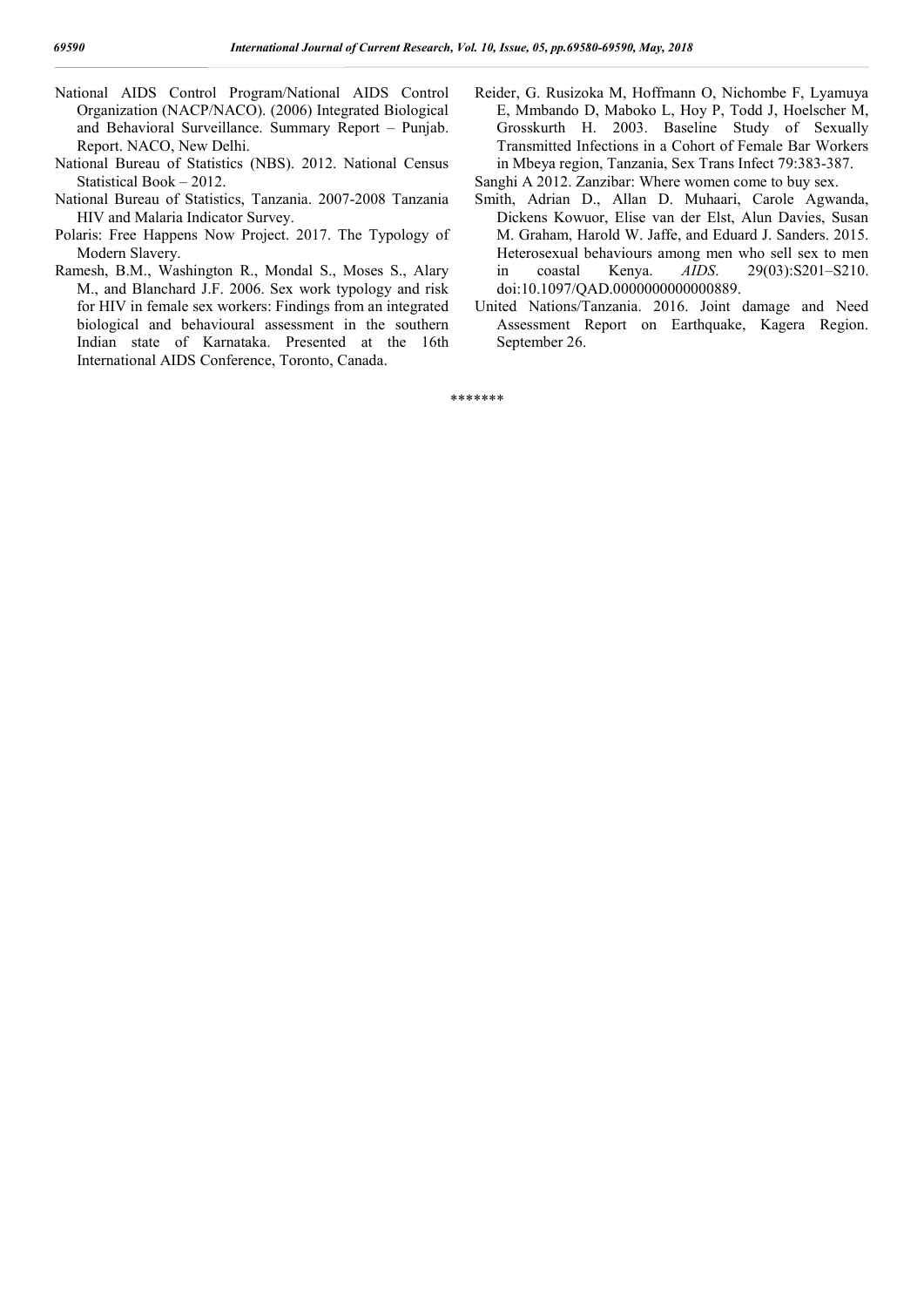National AIDS Control Program/National AIDS Control Organization (NACP/NACO). (2006) Integrated Biological and Behavioral Surveillance. Summary Report – Punjab. Report. NACO, New Delhi.

National Bureau of Statistics (NBS). 2012. National Census Statistical Book – 2012.

National Bureau of Statistics, Tanzania. 2007-2008 Tanzania HIV and Malaria Indicator Survey.

Polaris: Free Happens Now Project. 2017. The Typology of Modern Slavery.

Ramesh, B.M., Washington R., Mondal S., Moses S., Alary M., and Blanchard J.F. 2006. Sex work typology and risk for HIV in female sex workers: Findings from an integrated biological and behavioural assessment in the southern Indian state of Karnataka. Presented at the 16th International AIDS Conference, Toronto, Canada.

Reider, G. Rusizoka M, Hoffmann O, Nichombe F, Lyamuya E, Mmbando D, Maboko L, Hoy P, Todd J, Hoelscher M, Grosskurth H. 2003. Baseline Study of Sexually Transmitted Infections in a Cohort of Female Bar Workers in Mbeya region, Tanzania, Sex Trans Infect 79:383-387.

Sanghi A 2012. Zanzibar: Where women come to buy sex.

Smith, Adrian D., Allan D. Muhaari, Carole Agwanda, Dickens Kowuor, Elise van der Elst, Alun Davies, Susan M. Graham, Harold W. Jaffe, and Eduard J. Sanders. 2015. Heterosexual behaviours among men who sell sex to men in coastal Kenya. *AIDS*. 29(03):S201–S210. doi:10.1097/QAD.0000000000000889.

United Nations/Tanzania. 2016. Joint damage and Need Assessment Report on Earthquake, Kagera Region. September 26.

*******